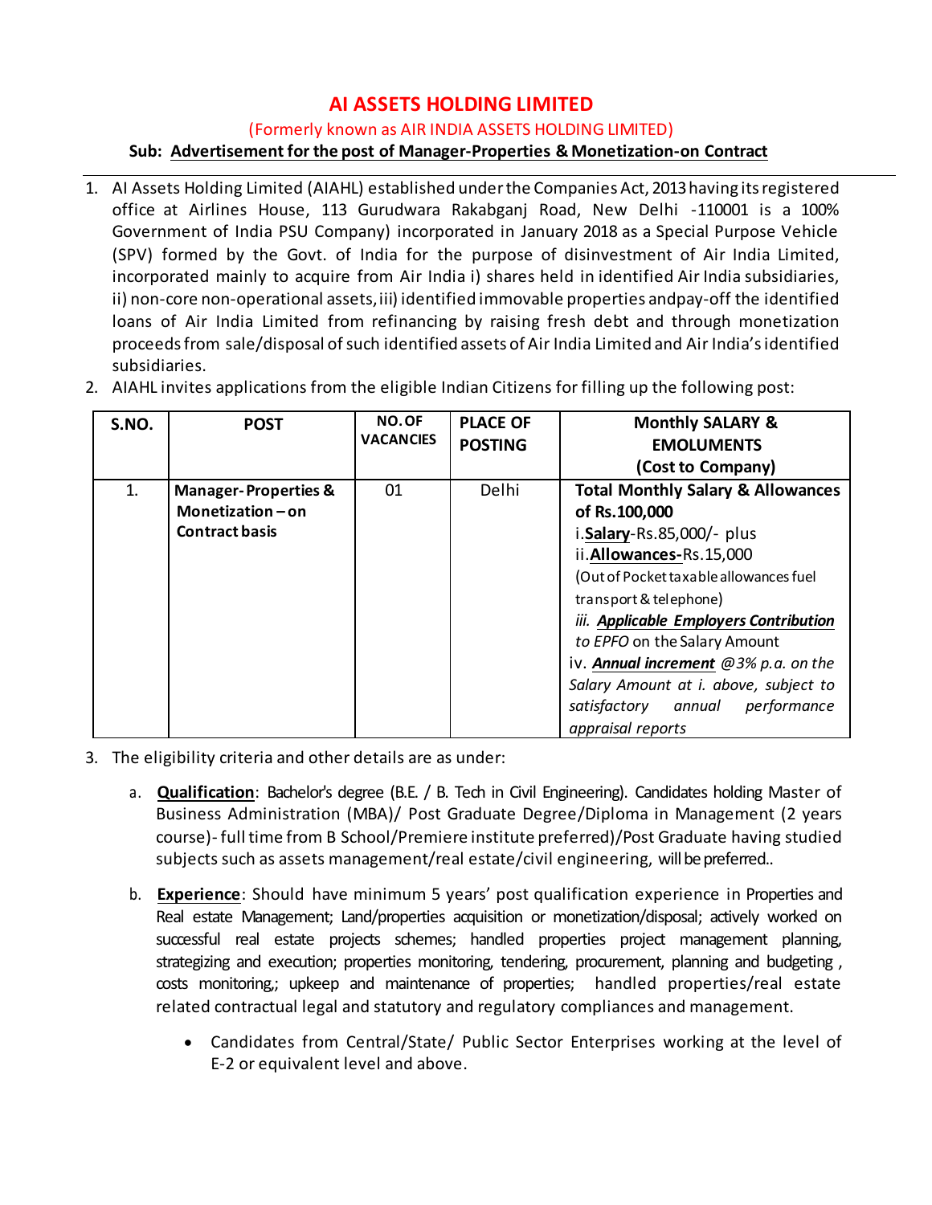# AI ASSETS HOLDING LIMITED

(Formerly known as AIR INDIA ASSETS HOLDING LIMITED)

**Sub: Advertisement for the post of Manager-Properties & Monetization-on Contract**

1. AI Assets Holding Limited (AIAHL) established under the Companies Act, 2013 having its registered office at Airlines House, 113 Gurudwara Rakabganj Road, New Delhi -110001 is a 100% Government of India PSU Company) incorporated in January 2018 as a Special Purpose Vehicle (SPV) formed by the Govt. of India for the purpose of disinvestment of Air India Limited, incorporated mainly to acquire from Air India i) shares held in identified Air India subsidiaries, ii) non-core non-operational assets, iii) identified immovable properties andpay-off the identified loans of Air India Limited from refinancing by raising fresh debt and through monetization proceeds from sale/disposal of such identified assets of Air India Limited and Air India's identified subsidiaries.
2. AIAHL invites applications from the eligible Indian Citizens for filling up the following post:

| S.NO. | POST | NO. OF VACANCIES | PLACE OF POSTING | Monthly SALARY & EMOLUMENTS (Cost to Company) |
|---|---|---|---|---|
| 1. | **Manager- Properties & Monetization – on Contract basis** | 01 | Delhi | **Total Monthly Salary & Allowances of Rs.100,000**<br>i.**Salary**-Rs.85,000/- plus<br>ii.**Allowances**-Rs.15,000<br>(Out of Pocket taxable allowances fuel transport & telephone)<br>*iii. **Applicable Employers Contribution** to EPFO* on the Salary Amount<br>iv. ***Annual increment*** *@3% p.a. on the Salary Amount at i. above, subject to satisfactory annual performance appraisal reports* |

3. The eligibility criteria and other details are as under:

   a. **Qualification**: Bachelor's degree (B.E. / B. Tech in Civil Engineering). Candidates holding Master of Business Administration (MBA)/ Post Graduate Degree/Diploma in Management (2 years course)- full time from B School/Premiere institute preferred)/Post Graduate having studied subjects such as assets management/real estate/civil engineering, will be preferred..

   b. **Experience**: Should have minimum 5 years' post qualification experience in Properties and Real estate Management; Land/properties acquisition or monetization/disposal; actively worked on successful real estate projects schemes; handled properties project management planning, strategizing and execution; properties monitoring, tendering, procurement, planning and budgeting , costs monitoring,; upkeep and maintenance of properties; handled properties/real estate related contractual legal and statutory and regulatory compliances and management.

      - Candidates from Central/State/ Public Sector Enterprises working at the level of E-2 or equivalent level and above.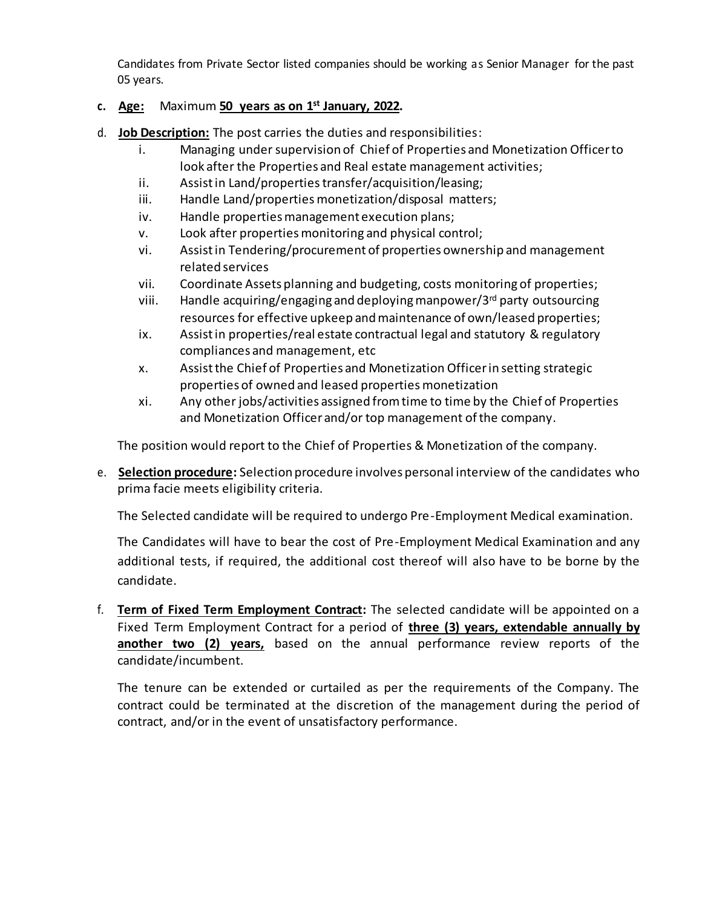Candidates from Private Sector listed companies should be working as Senior Manager for the past 05 years.

c. **Age:** Maximum **50 years as on 1st January, 2022.**

d. **Job Description:** The post carries the duties and responsibilities:

   i. Managing under supervision of Chief of Properties and Monetization Officer to look after the Properties and Real estate management activities;
   ii. Assist in Land/properties transfer/acquisition/leasing;
   iii. Handle Land/properties monetization/disposal matters;
   iv. Handle properties management execution plans;
   v. Look after properties monitoring and physical control;
   vi. Assist in Tendering/procurement of properties ownership and management related services
   vii. Coordinate Assets planning and budgeting, costs monitoring of properties;
   viii. Handle acquiring/engaging and deploying manpower/3rd party outsourcing resources for effective upkeep and maintenance of own/leased properties;
   ix. Assist in properties/real estate contractual legal and statutory & regulatory compliances and management, etc
   x. Assist the Chief of Properties and Monetization Officer in setting strategic properties of owned and leased properties monetization
   xi. Any other jobs/activities assigned from time to time by the Chief of Properties and Monetization Officer and/or top management of the company.

   The position would report to the Chief of Properties & Monetization of the company.

e. **Selection procedure:** Selection procedure involves personal interview of the candidates who prima facie meets eligibility criteria.

   The Selected candidate will be required to undergo Pre-Employment Medical examination.

   The Candidates will have to bear the cost of Pre-Employment Medical Examination and any additional tests, if required, the additional cost thereof will also have to be borne by the candidate.

f. **Term of Fixed Term Employment Contract:** The selected candidate will be appointed on a Fixed Term Employment Contract for a period of **three (3) years, extendable annually by another two (2) years,** based on the annual performance review reports of the candidate/incumbent.

   The tenure can be extended or curtailed as per the requirements of the Company. The contract could be terminated at the discretion of the management during the period of contract, and/or in the event of unsatisfactory performance.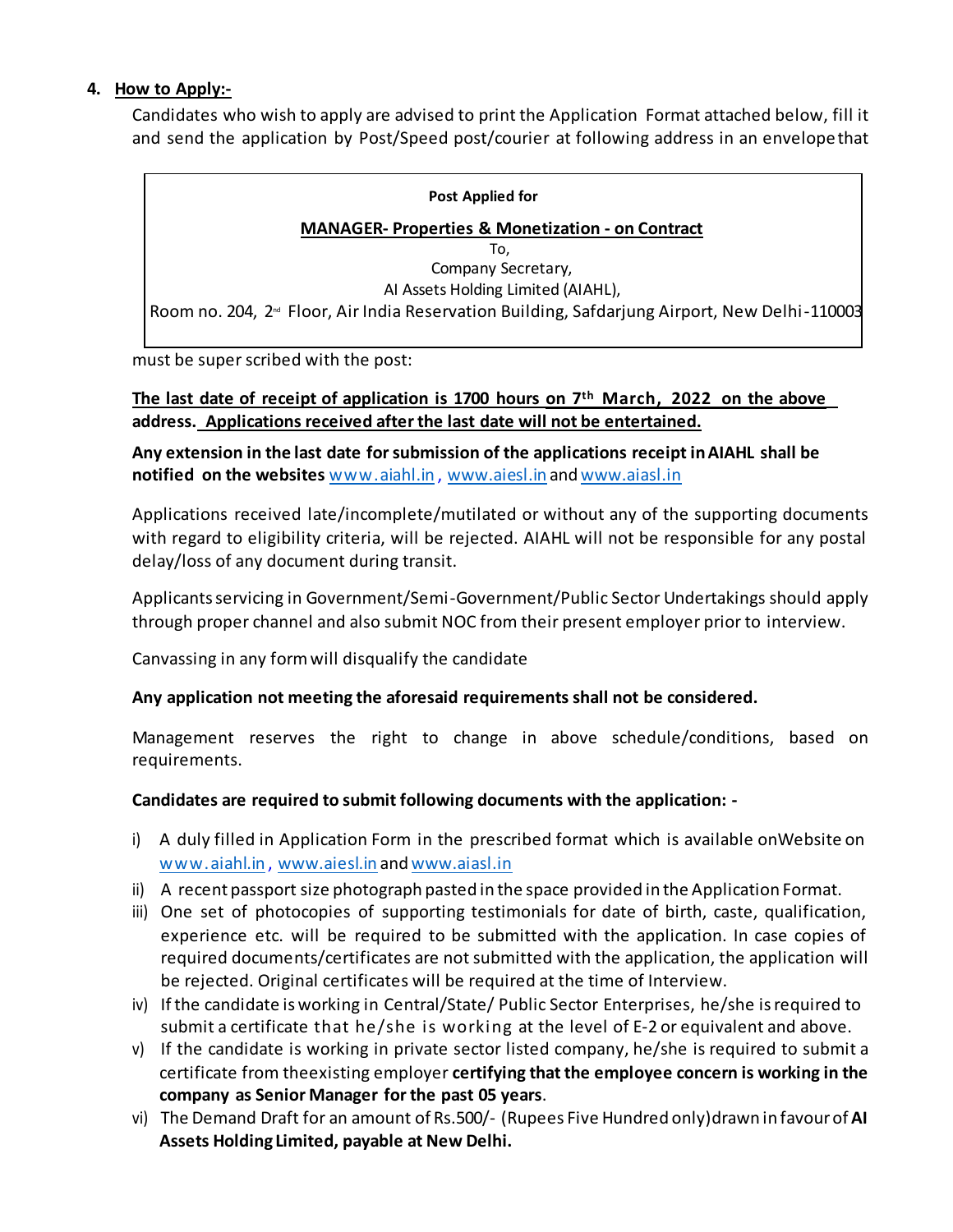## 4. How to Apply:-

Candidates who wish to apply are advised to print the Application Format attached below, fill it and send the application by Post/Speed post/courier at following address in an envelope that

> **Post Applied for**
>
> **MANAGER- Properties & Monetization - on Contract**
>
> To,
> Company Secretary,
> AI Assets Holding Limited (AIAHL),
> Room no. 204, 2nd Floor, Air India Reservation Building, Safdarjung Airport, New Delhi-110003

must be super scribed with the post:

**The last date of receipt of application is 1700 hours on 7th March, 2022 on the above address. Applications received after the last date will not be entertained.**

**Any extension in the last date for submission of the applications receipt in AIAHL shall be notified on the websites** www.aiahl.in , www.aiesl.in and www.aiasl.in

Applications received late/incomplete/mutilated or without any of the supporting documents with regard to eligibility criteria, will be rejected. AIAHL will not be responsible for any postal delay/loss of any document during transit.

Applicants servicing in Government/Semi-Government/Public Sector Undertakings should apply through proper channel and also submit NOC from their present employer prior to interview.

Canvassing in any form will disqualify the candidate

**Any application not meeting the aforesaid requirements shall not be considered.**

Management reserves the right to change in above schedule/conditions, based on requirements.

**Candidates are required to submit following documents with the application: -**

i) A duly filled in Application Form in the prescribed format which is available onWebsite on www.aiahl.in , www.aiesl.in and www.aiasl.in
ii) A recent passport size photograph pasted in the space provided in the Application Format.
iii) One set of photocopies of supporting testimonials for date of birth, caste, qualification, experience etc. will be required to be submitted with the application. In case copies of required documents/certificates are not submitted with the application, the application will be rejected. Original certificates will be required at the time of Interview.
iv) If the candidate is working in Central/State/ Public Sector Enterprises, he/she is required to submit a certificate that he/she is working at the level of E-2 or equivalent and above.
v) If the candidate is working in private sector listed company, he/she is required to submit a certificate from theexisting employer **certifying that the employee concern is working in the company as Senior Manager for the past 05 years**.
vi) The Demand Draft for an amount of Rs.500/- (Rupees Five Hundred only) drawn in favour of **AI Assets Holding Limited, payable at New Delhi.**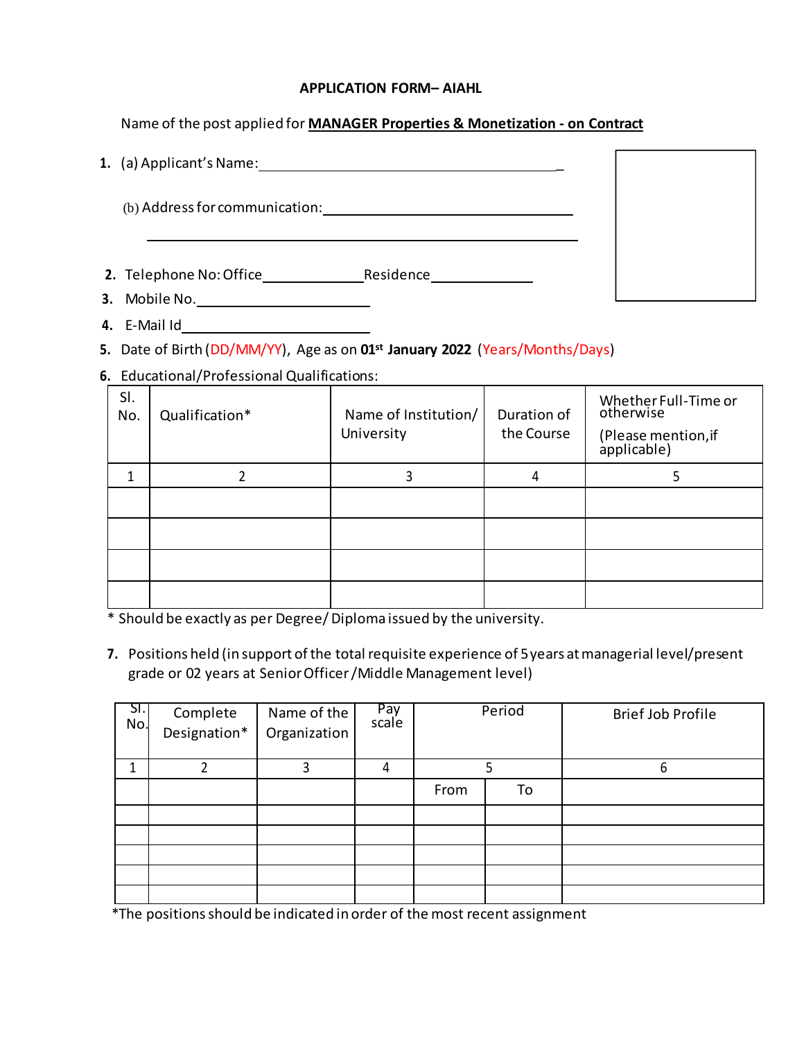**APPLICATION FORM– AIAHL**

Name of the post applied for **MANAGER Properties & Monetization - on Contract**

1. (a) Applicant's Name:_______________________________________________

   (b) Address for communication:________________________________________

   ___________________________________________________________________

2. Telephone No: Office______________Residence______________
3. Mobile No.________________________
4. E-Mail Id_________________________
5. Date of Birth (DD/MM/YY), Age as on **01st January 2022** (Years/Months/Days)
6. Educational/Professional Qualifications:

| Sl. No. | Qualification* | Name of Institution/ University | Duration of the Course | Whether Full-Time or otherwise (Please mention, if applicable) |
|---|---|---|---|---|
| 1 | 2 | 3 | 4 | 5 |
| | | | | |
| | | | | |
| | | | | |
| | | | | |

\* Should be exactly as per Degree/ Diploma issued by the university.

7. Positions held (in support of the total requisite experience of 5 years at managerial level/present grade or 02 years at Senior Officer /Middle Management level)

| Sl. No. | Complete Designation* | Name of the Organization | Pay scale | Period | | Brief Job Profile |
|---|---|---|---|---|---|---|
| 1 | 2 | 3 | 4 | 5 | | 6 |
| | | | | From | To | |
| | | | | | | |
| | | | | | | |
| | | | | | | |
| | | | | | | |
| | | | | | | |

\*The positions should be indicated in order of the most recent assignment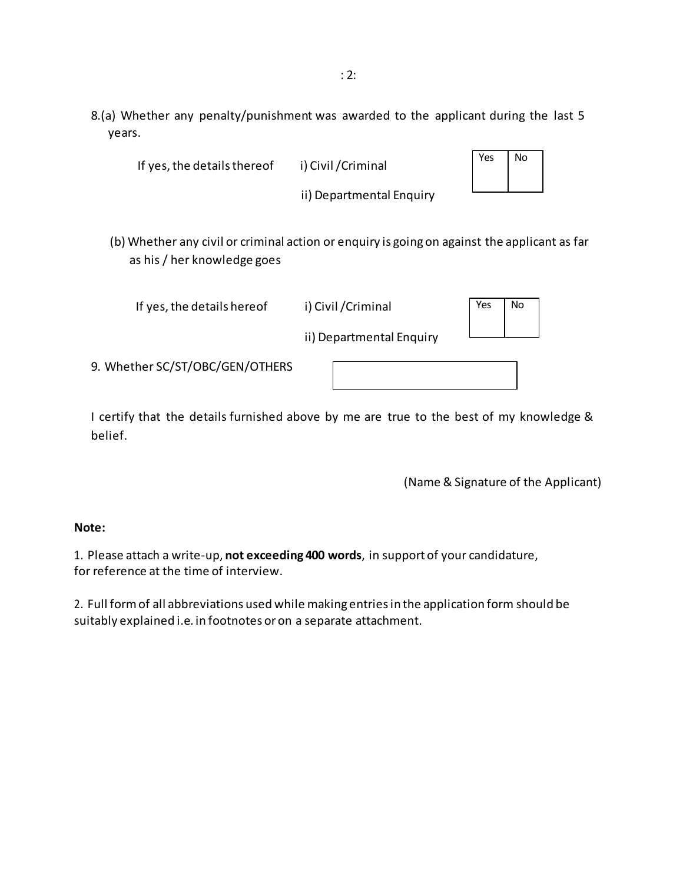8.(a) Whether any penalty/punishment was awarded to the applicant during the last 5 years.

| If yes, the details thereof | | Yes | No |
| --- | --- | --- | --- |
| | i) Civil /Criminal | | |
| | ii) Departmental Enquiry | | |

(b) Whether any civil or criminal action or enquiry is going on against the applicant as far as his / her knowledge goes

| If yes, the details hereof | | Yes | No |
| --- | --- | --- | --- |
| | i) Civil /Criminal | | |
| | ii) Departmental Enquiry | | |

9. Whether SC/ST/OBC/GEN/OTHERS

I certify that the details furnished above by me are true to the best of my knowledge & belief.

(Name & Signature of the Applicant)

**Note:**

1. Please attach a write-up, **not exceeding 400 words**, in support of your candidature, for reference at the time of interview.

2. Full form of all abbreviations used while making entries in the application form should be suitably explained i.e. in footnotes or on a separate attachment.